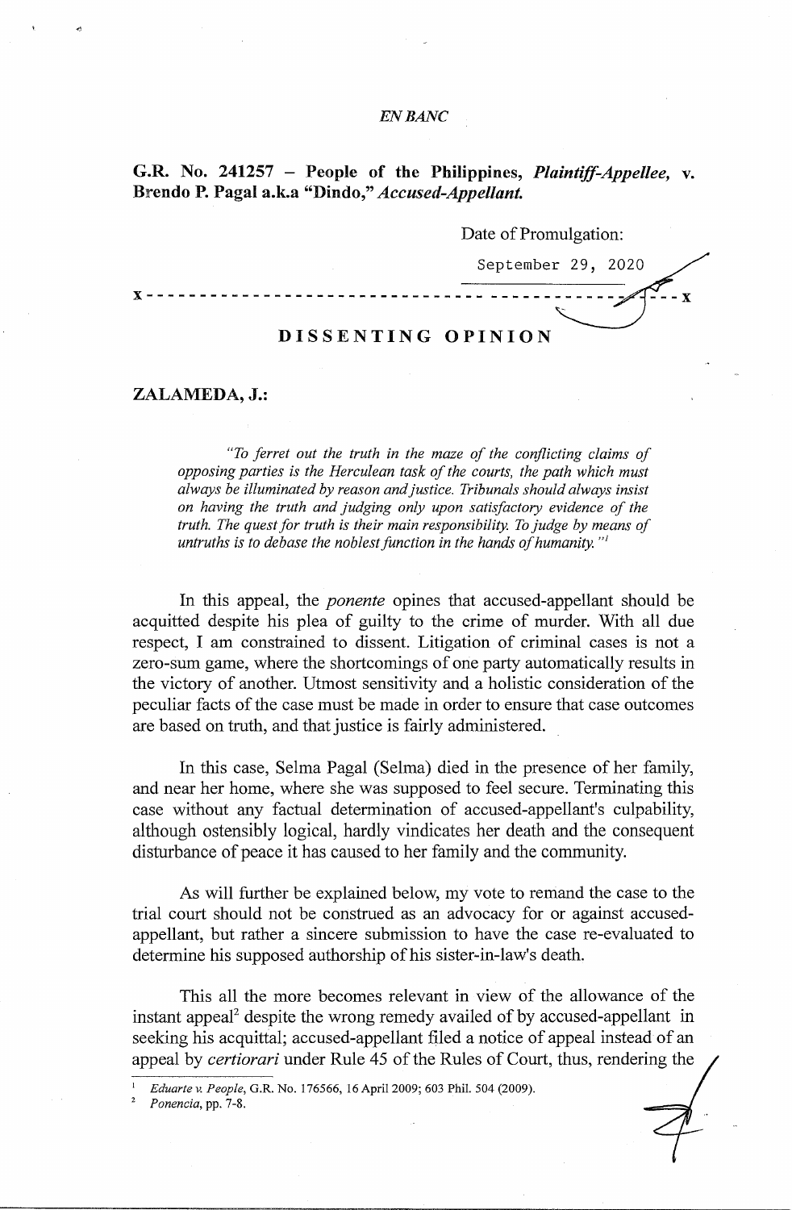*EN BANC*

**G.R. No. 241257 – People of the Philippines, *Plaintiff-Appellee*, v. Brendo P. Pagal a.k.a "Dindo," *Accused-Appellant.***

Date of Promulgation:

September 29, 2020

x - - - - - - - - - - - - - - - - - - - - - - - - - - - - - - - - - - - - - - - - - - - - - x

## DISSENTING OPINION

**ZALAMEDA, J.:**

> *"To ferret out the truth in the maze of the conflicting claims of opposing parties is the Herculean task of the courts, the path which must always be illuminated by reason and justice. Tribunals should always insist on having the truth and judging only upon satisfactory evidence of the truth. The quest for truth is their main responsibility. To judge by means of untruths is to debase the noblest function in the hands of humanity."*[1]

In this appeal, the *ponente* opines that accused-appellant should be acquitted despite his plea of guilty to the crime of murder. With all due respect, I am constrained to dissent. Litigation of criminal cases is not a zero-sum game, where the shortcomings of one party automatically results in the victory of another. Utmost sensitivity and a holistic consideration of the peculiar facts of the case must be made in order to ensure that case outcomes are based on truth, and that justice is fairly administered.

In this case, Selma Pagal (Selma) died in the presence of her family, and near her home, where she was supposed to feel secure. Terminating this case without any factual determination of accused-appellant's culpability, although ostensibly logical, hardly vindicates her death and the consequent disturbance of peace it has caused to her family and the community.

As will further be explained below, my vote to remand the case to the trial court should not be construed as an advocacy for or against accused-appellant, but rather a sincere submission to have the case re-evaluated to determine his supposed authorship of his sister-in-law's death.

This all the more becomes relevant in view of the allowance of the instant appeal[2] despite the wrong remedy availed of by accused-appellant in seeking his acquittal; accused-appellant filed a notice of appeal instead of an appeal by *certiorari* under Rule 45 of the Rules of Court, thus, rendering the

---

[1] *Eduarte v. People*, G.R. No. 176566, 16 April 2009; 603 Phil. 504 (2009).

[2] *Ponencia*, pp. 7-8.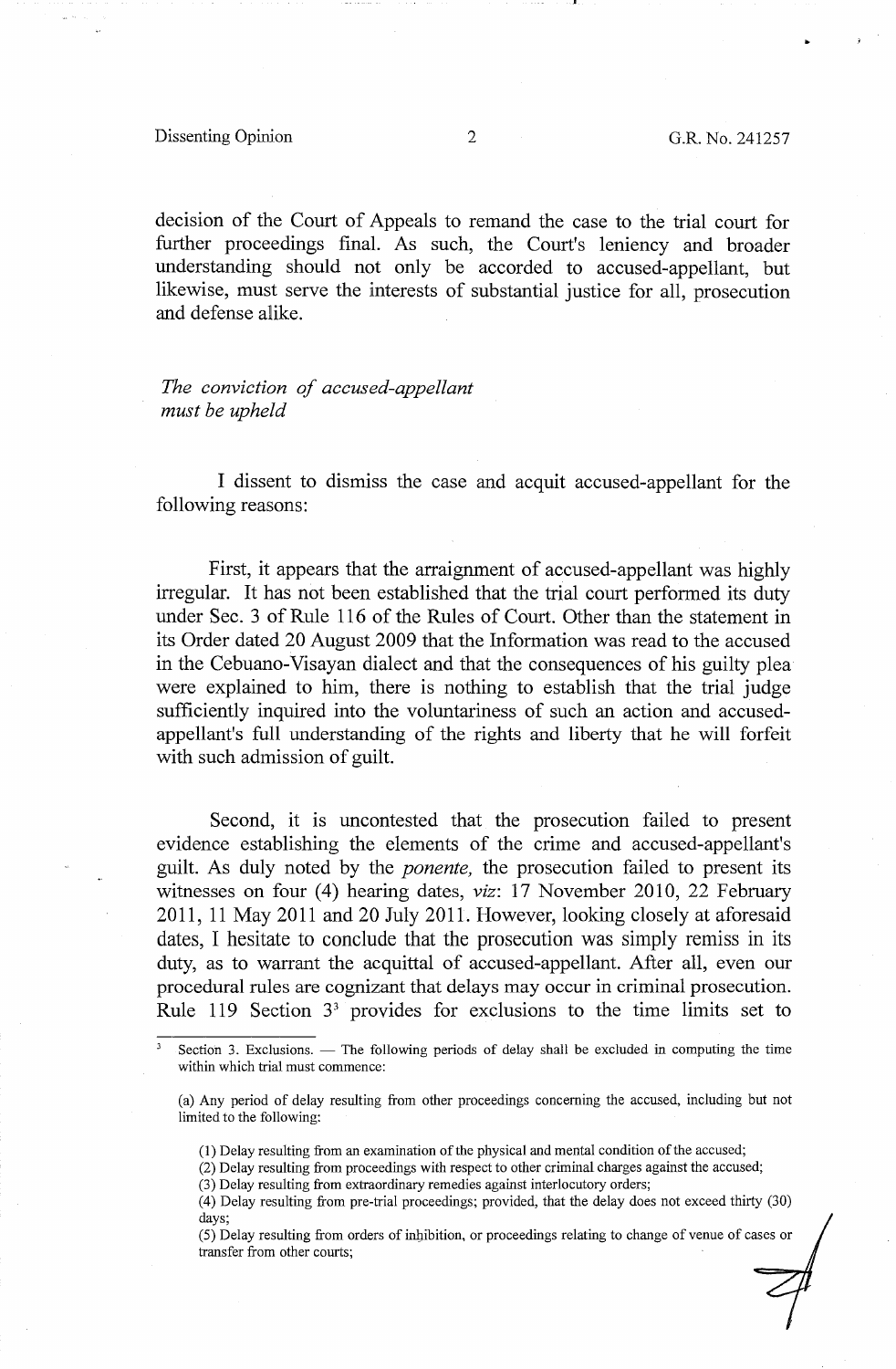decision of the Court of Appeals to remand the case to the trial court for further proceedings final. As such, the Court's leniency and broader understanding should not only be accorded to accused-appellant, but likewise, must serve the interests of substantial justice for all, prosecution and defense alike.

*The conviction of accused-appellant must be upheld*

I dissent to dismiss the case and acquit accused-appellant for the following reasons:

First, it appears that the arraignment of accused-appellant was highly irregular. It has not been established that the trial court performed its duty under Sec. 3 of Rule 116 of the Rules of Court. Other than the statement in its Order dated 20 August 2009 that the Information was read to the accused in the Cebuano-Visayan dialect and that the consequences of his guilty plea were explained to him, there is nothing to establish that the trial judge sufficiently inquired into the voluntariness of such an action and accused-appellant's full understanding of the rights and liberty that he will forfeit with such admission of guilt.

Second, it is uncontested that the prosecution failed to present evidence establishing the elements of the crime and accused-appellant's guilt. As duly noted by the *ponente,* the prosecution failed to present its witnesses on four (4) hearing dates, *viz*: 17 November 2010, 22 February 2011, 11 May 2011 and 20 July 2011. However, looking closely at aforesaid dates, I hesitate to conclude that the prosecution was simply remiss in its duty, as to warrant the acquittal of accused-appellant. After all, even our procedural rules are cognizant that delays may occur in criminal prosecution. Rule 119 Section 3[3] provides for exclusions to the time limits set to

---

[3] Section 3. Exclusions. — The following periods of delay shall be excluded in computing the time within which trial must commence:

(a) Any period of delay resulting from other proceedings concerning the accused, including but not limited to the following:

(1) Delay resulting from an examination of the physical and mental condition of the accused;
(2) Delay resulting from proceedings with respect to other criminal charges against the accused;
(3) Delay resulting from extraordinary remedies against interlocutory orders;
(4) Delay resulting from pre-trial proceedings; provided, that the delay does not exceed thirty (30) days;
(5) Delay resulting from orders of inhibition, or proceedings relating to change of venue of cases or transfer from other courts;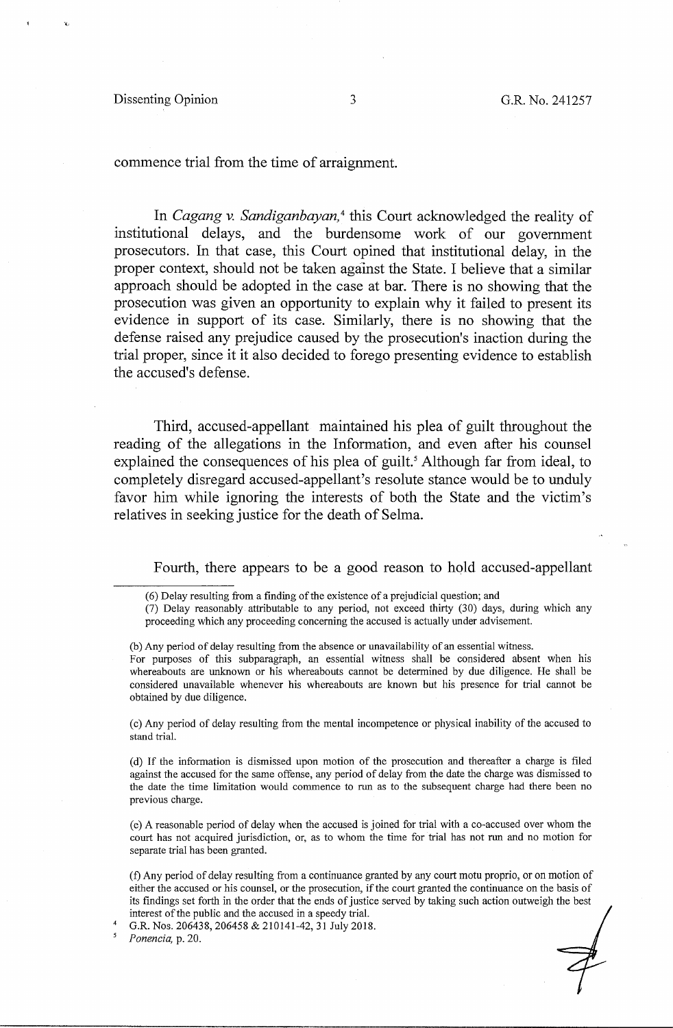commence trial from the time of arraignment.

In *Cagang v. Sandiganbayan*,[4] this Court acknowledged the reality of institutional delays, and the burdensome work of our government prosecutors. In that case, this Court opined that institutional delay, in the proper context, should not be taken against the State. I believe that a similar approach should be adopted in the case at bar. There is no showing that the prosecution was given an opportunity to explain why it failed to present its evidence in support of its case. Similarly, there is no showing that the defense raised any prejudice caused by the prosecution's inaction during the trial proper, since it also decided to forego presenting evidence to establish the accused's defense.

Third, accused-appellant maintained his plea of guilt throughout the reading of the allegations in the Information, and even after his counsel explained the consequences of his plea of guilt.[5] Although far from ideal, to completely disregard accused-appellant's resolute stance would be to unduly favor him while ignoring the interests of both the State and the victim's relatives in seeking justice for the death of Selma.

Fourth, there appears to be a good reason to hold accused-appellant

---

(6) Delay resulting from a finding of the existence of a prejudicial question; and

(7) Delay reasonably attributable to any period, not exceed thirty (30) days, during which any proceeding which any proceeding concerning the accused is actually under advisement.

(b) Any period of delay resulting from the absence or unavailability of an essential witness.
For purposes of this subparagraph, an essential witness shall be considered absent when his whereabouts are unknown or his whereabouts cannot be determined by due diligence. He shall be considered unavailable whenever his whereabouts are known but his presence for trial cannot be obtained by due diligence.

(c) Any period of delay resulting from the mental incompetence or physical inability of the accused to stand trial.

(d) If the information is dismissed upon motion of the prosecution and thereafter a charge is filed against the accused for the same offense, any period of delay from the date the charge was dismissed to the date the time limitation would commence to run as to the subsequent charge had there been no previous charge.

(e) A reasonable period of delay when the accused is joined for trial with a co-accused over whom the court has not acquired jurisdiction, or, as to whom the time for trial has not run and no motion for separate trial has been granted.

(f) Any period of delay resulting from a continuance granted by any court motu proprio, or on motion of either the accused or his counsel, or the prosecution, if the court granted the continuance on the basis of its findings set forth in the order that the ends of justice served by taking such action outweigh the best interest of the public and the accused in a speedy trial.

[4] G.R. Nos. 206438, 206458 & 210141-42, 31 July 2018.

[5] *Ponencia*, p. 20.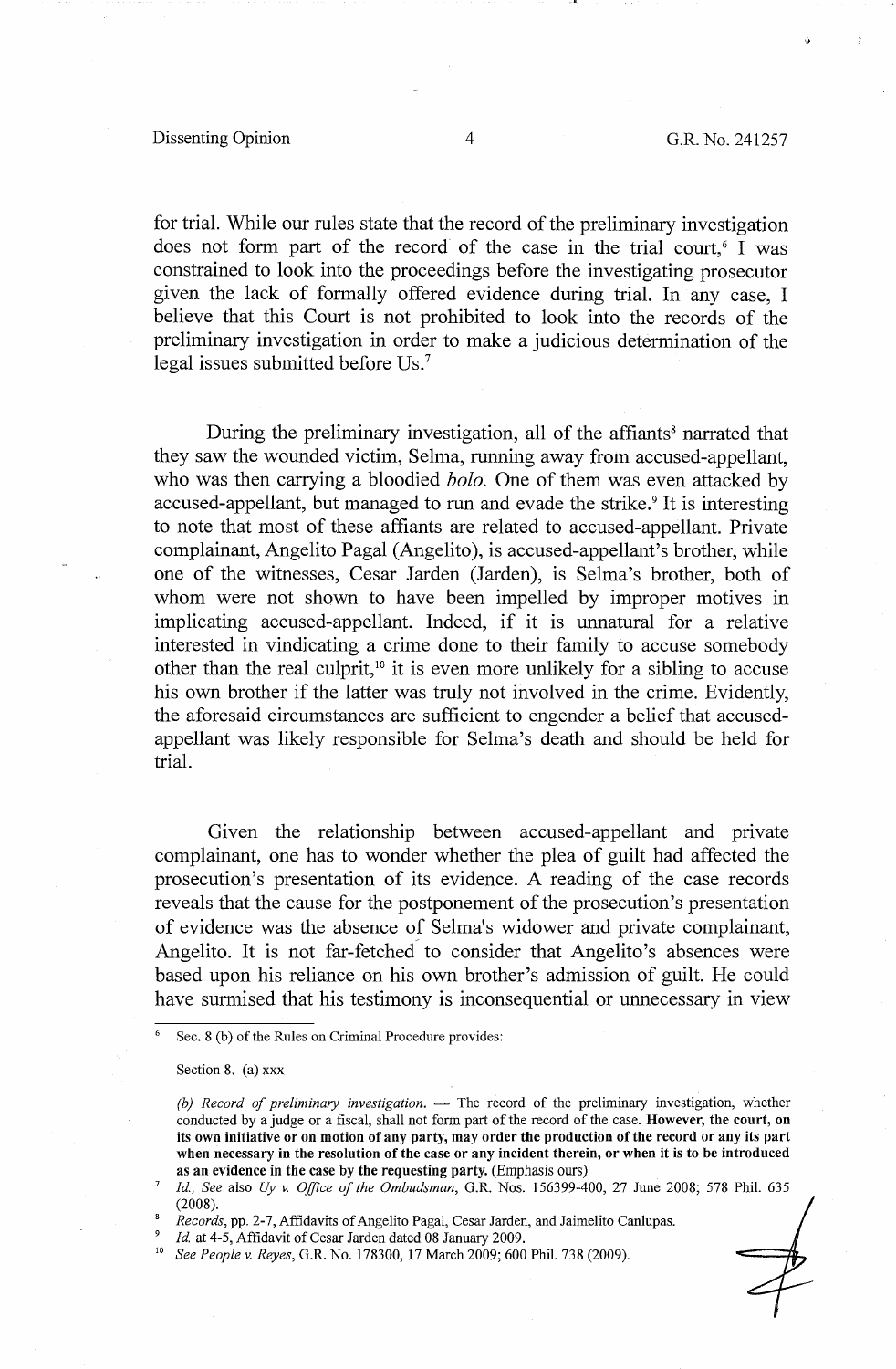for trial. While our rules state that the record of the preliminary investigation does not form part of the record of the case in the trial court,[6] I was constrained to look into the proceedings before the investigating prosecutor given the lack of formally offered evidence during trial. In any case, I believe that this Court is not prohibited to look into the records of the preliminary investigation in order to make a judicious determination of the legal issues submitted before Us.[7]

During the preliminary investigation, all of the affiants[8] narrated that they saw the wounded victim, Selma, running away from accused-appellant, who was then carrying a bloodied *bolo.* One of them was even attacked by accused-appellant, but managed to run and evade the strike.[9] It is interesting to note that most of these affiants are related to accused-appellant. Private complainant, Angelito Pagal (Angelito), is accused-appellant's brother, while one of the witnesses, Cesar Jarden (Jarden), is Selma's brother, both of whom were not shown to have been impelled by improper motives in implicating accused-appellant. Indeed, if it is unnatural for a relative interested in vindicating a crime done to their family to accuse somebody other than the real culprit,[10] it is even more unlikely for a sibling to accuse his own brother if the latter was truly not involved in the crime. Evidently, the aforesaid circumstances are sufficient to engender a belief that accused-appellant was likely responsible for Selma's death and should be held for trial.

Given the relationship between accused-appellant and private complainant, one has to wonder whether the plea of guilt had affected the prosecution's presentation of its evidence. A reading of the case records reveals that the cause for the postponement of the prosecution's presentation of evidence was the absence of Selma's widower and private complainant, Angelito. It is not far-fetched to consider that Angelito's absences were based upon his reliance on his own brother's admission of guilt. He could have surmised that his testimony is inconsequential or unnecessary in view

---

[6] Sec. 8 (b) of the Rules on Criminal Procedure provides:

Section 8. (a) xxx

*(b) Record of preliminary investigation.* — The record of the preliminary investigation, whether conducted by a judge or a fiscal, shall not form part of the record of the case. **However, the court, on its own initiative or on motion of any party, may order the production of the record or any its part when necessary in the resolution of the case or any incident therein, or when it is to be introduced as an evidence in the case by the requesting party.** (Emphasis ours)

[7] *Id., See* also *Uy v. Office of the Ombudsman*, G.R. Nos. 156399-400, 27 June 2008; 578 Phil. 635 (2008).

[8] *Records*, pp. 2-7, Affidavits of Angelito Pagal, Cesar Jarden, and Jaimelito Canlupas.

[9] *Id.* at 4-5, Affidavit of Cesar Jarden dated 08 January 2009.

[10] *See People v. Reyes*, G.R. No. 178300, 17 March 2009; 600 Phil. 738 (2009).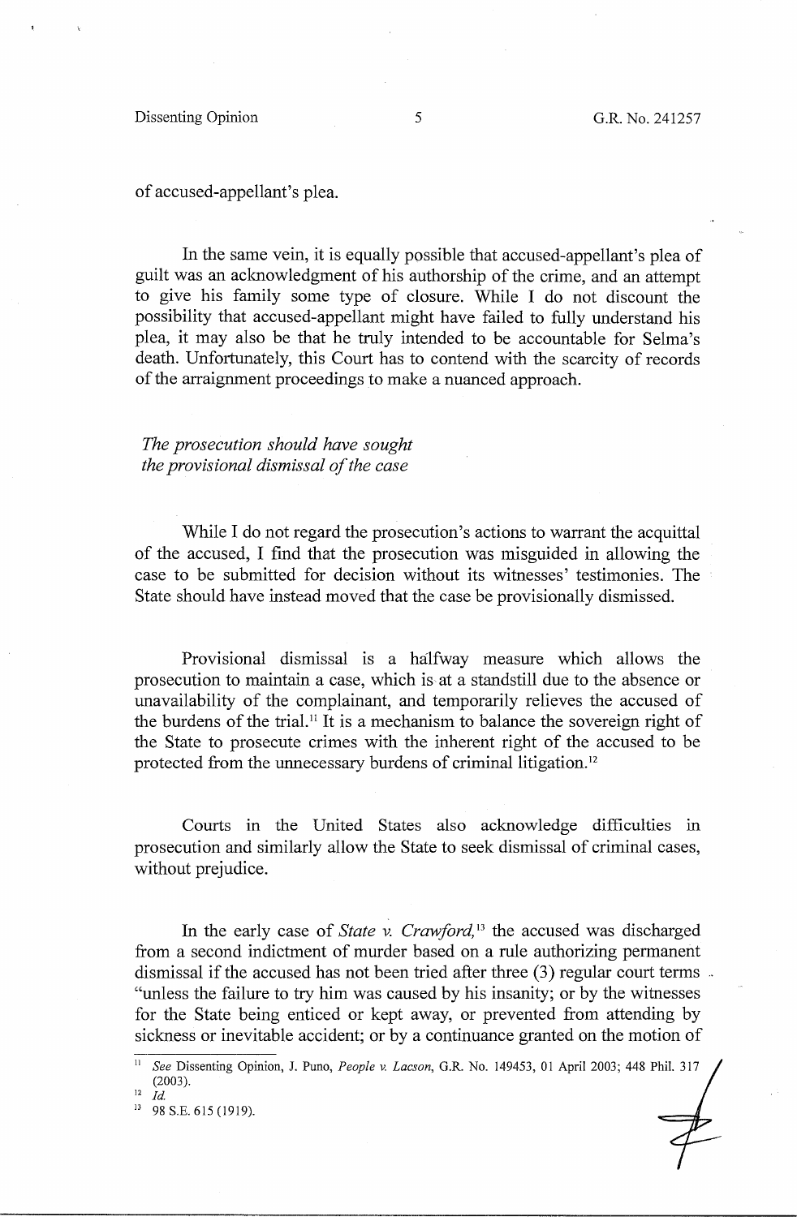of accused-appellant's plea.

In the same vein, it is equally possible that accused-appellant's plea of guilt was an acknowledgment of his authorship of the crime, and an attempt to give his family some type of closure. While I do not discount the possibility that accused-appellant might have failed to fully understand his plea, it may also be that he truly intended to be accountable for Selma's death. Unfortunately, this Court has to contend with the scarcity of records of the arraignment proceedings to make a nuanced approach.

### *The prosecution should have sought the provisional dismissal of the case*

While I do not regard the prosecution's actions to warrant the acquittal of the accused, I find that the prosecution was misguided in allowing the case to be submitted for decision without its witnesses' testimonies. The State should have instead moved that the case be provisionally dismissed.

Provisional dismissal is a halfway measure which allows the prosecution to maintain a case, which is at a standstill due to the absence or unavailability of the complainant, and temporarily relieves the accused of the burdens of the trial.[11] It is a mechanism to balance the sovereign right of the State to prosecute crimes with the inherent right of the accused to be protected from the unnecessary burdens of criminal litigation.[12]

Courts in the United States also acknowledge difficulties in prosecution and similarly allow the State to seek dismissal of criminal cases, without prejudice.

In the early case of *State v. Crawford,*[13] the accused was discharged from a second indictment of murder based on a rule authorizing permanent dismissal if the accused has not been tried after three (3) regular court terms "unless the failure to try him was caused by his insanity; or by the witnesses for the State being enticed or kept away, or prevented from attending by sickness or inevitable accident; or by a continuance granted on the motion of

---

[11] *See* Dissenting Opinion, J. Puno, *People v. Lacson*, G.R. No. 149453, 01 April 2003; 448 Phil. 317 (2003).

[12] *Id.*

[13] 98 S.E. 615 (1919).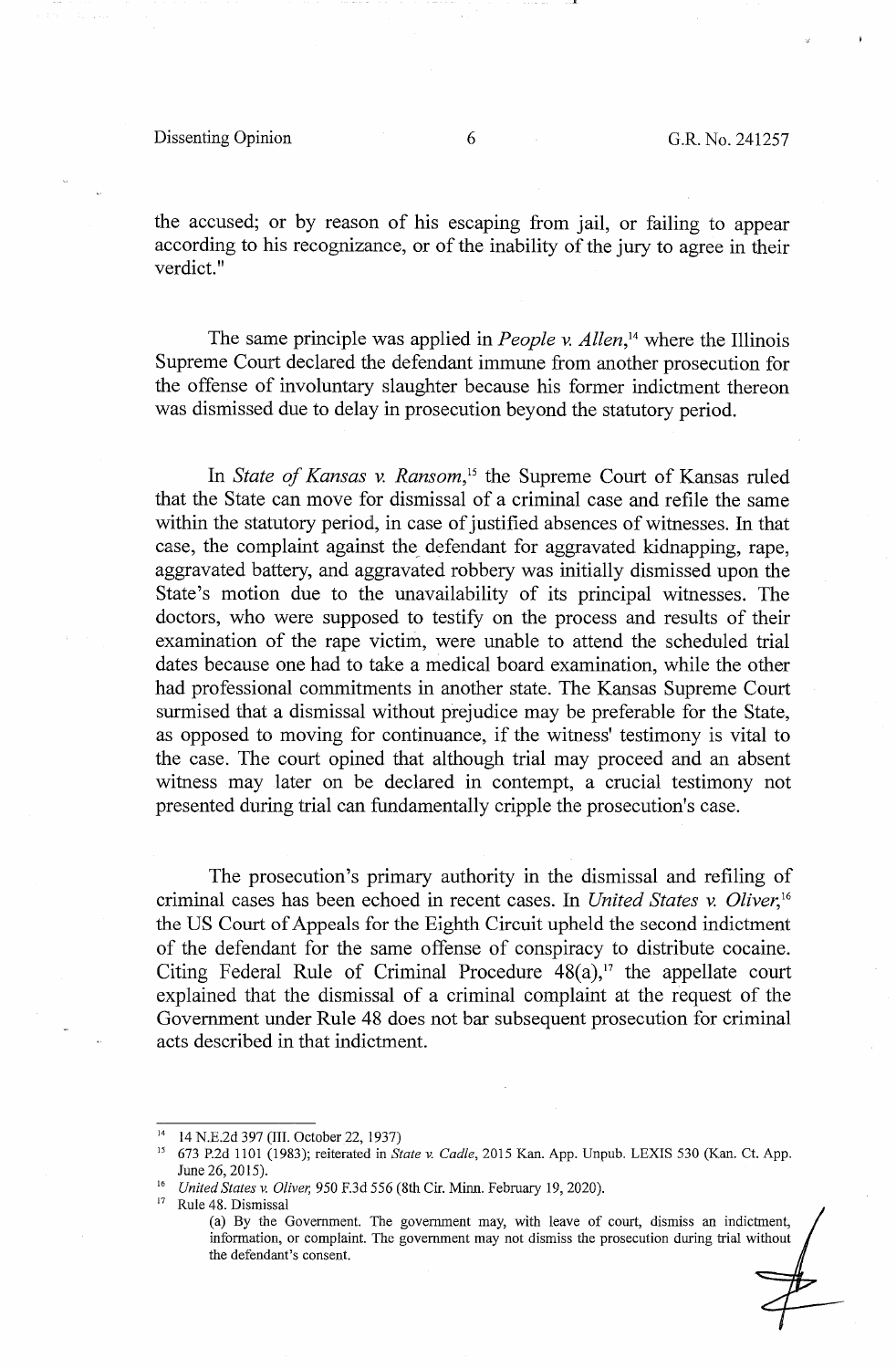the accused; or by reason of his escaping from jail, or failing to appear according to his recognizance, or of the inability of the jury to agree in their verdict."

The same principle was applied in *People v. Allen*,[14] where the Illinois Supreme Court declared the defendant immune from another prosecution for the offense of involuntary slaughter because his former indictment thereon was dismissed due to delay in prosecution beyond the statutory period.

In *State of Kansas v. Ransom*,[15] the Supreme Court of Kansas ruled that the State can move for dismissal of a criminal case and refile the same within the statutory period, in case of justified absences of witnesses. In that case, the complaint against the defendant for aggravated kidnapping, rape, aggravated battery, and aggravated robbery was initially dismissed upon the State's motion due to the unavailability of its principal witnesses. The doctors, who were supposed to testify on the process and results of their examination of the rape victim, were unable to attend the scheduled trial dates because one had to take a medical board examination, while the other had professional commitments in another state. The Kansas Supreme Court surmised that a dismissal without prejudice may be preferable for the State, as opposed to moving for continuance, if the witness' testimony is vital to the case. The court opined that although trial may proceed and an absent witness may later on be declared in contempt, a crucial testimony not presented during trial can fundamentally cripple the prosecution's case.

The prosecution's primary authority in the dismissal and refiling of criminal cases has been echoed in recent cases. In *United States v. Oliver*,[16] the US Court of Appeals for the Eighth Circuit upheld the second indictment of the defendant for the same offense of conspiracy to distribute cocaine. Citing Federal Rule of Criminal Procedure 48(a),[17] the appellate court explained that the dismissal of a criminal complaint at the request of the Government under Rule 48 does not bar subsequent prosecution for criminal acts described in that indictment.

---

[14] 14 N.E.2d 397 (Ill. October 22, 1937)

[15] 673 P.2d 1101 (1983); reiterated in *State v. Cadle*, 2015 Kan. App. Unpub. LEXIS 530 (Kan. Ct. App. June 26, 2015).

[16] *United States v. Oliver*, 950 F.3d 556 (8th Cir. Minn. February 19, 2020).

[17] Rule 48. Dismissal

(a) By the Government. The government may, with leave of court, dismiss an indictment, information, or complaint. The government may not dismiss the prosecution during trial without the defendant's consent.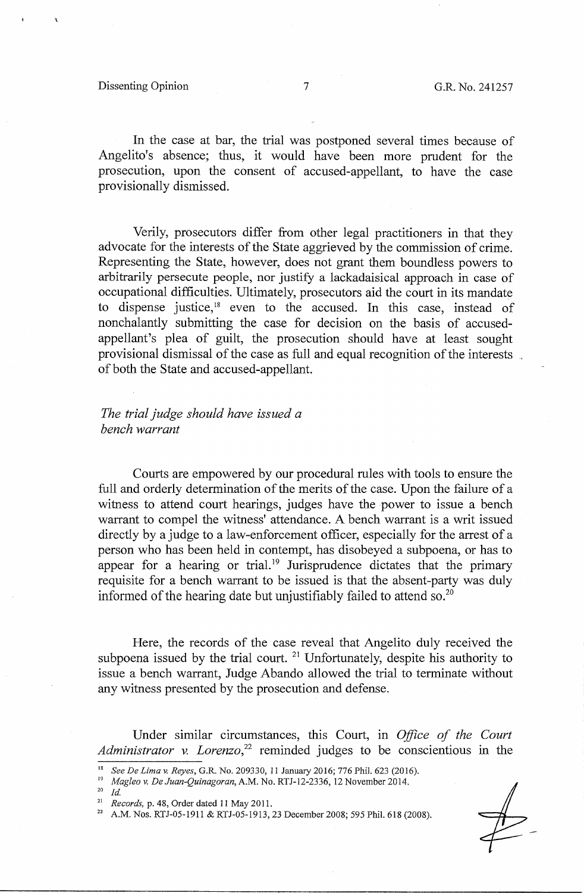In the case at bar, the trial was postponed several times because of Angelito's absence; thus, it would have been more prudent for the prosecution, upon the consent of accused-appellant, to have the case provisionally dismissed.

Verily, prosecutors differ from other legal practitioners in that they advocate for the interests of the State aggrieved by the commission of crime. Representing the State, however, does not grant them boundless powers to arbitrarily persecute people, nor justify a lackadaisical approach in case of occupational difficulties. Ultimately, prosecutors aid the court in its mandate to dispense justice,[18] even to the accused. In this case, instead of nonchalantly submitting the case for decision on the basis of accused-appellant's plea of guilt, the prosecution should have at least sought provisional dismissal of the case as full and equal recognition of the interests of both the State and accused-appellant.

*The trial judge should have issued a bench warrant*

Courts are empowered by our procedural rules with tools to ensure the full and orderly determination of the merits of the case. Upon the failure of a witness to attend court hearings, judges have the power to issue a bench warrant to compel the witness' attendance. A bench warrant is a writ issued directly by a judge to a law-enforcement officer, especially for the arrest of a person who has been held in contempt, has disobeyed a subpoena, or has to appear for a hearing or trial.[19] Jurisprudence dictates that the primary requisite for a bench warrant to be issued is that the absent-party was duly informed of the hearing date but unjustifiably failed to attend so.[20]

Here, the records of the case reveal that Angelito duly received the subpoena issued by the trial court. [21] Unfortunately, despite his authority to issue a bench warrant, Judge Abando allowed the trial to terminate without any witness presented by the prosecution and defense.

Under similar circumstances, this Court, in *Office of the Court Administrator v. Lorenzo*,[22] reminded judges to be conscientious in the

---

[18] *See De Lima v. Reyes*, G.R. No. 209330, 11 January 2016; 776 Phil. 623 (2016).

[19] *Magleo v. De Juan-Quinagoran*, A.M. No. RTJ-12-2336, 12 November 2014.

[20] *Id.*

[21] *Records*, p. 48, Order dated 11 May 2011.

[22] A.M. Nos. RTJ-05-1911 & RTJ-05-1913, 23 December 2008; 595 Phil. 618 (2008).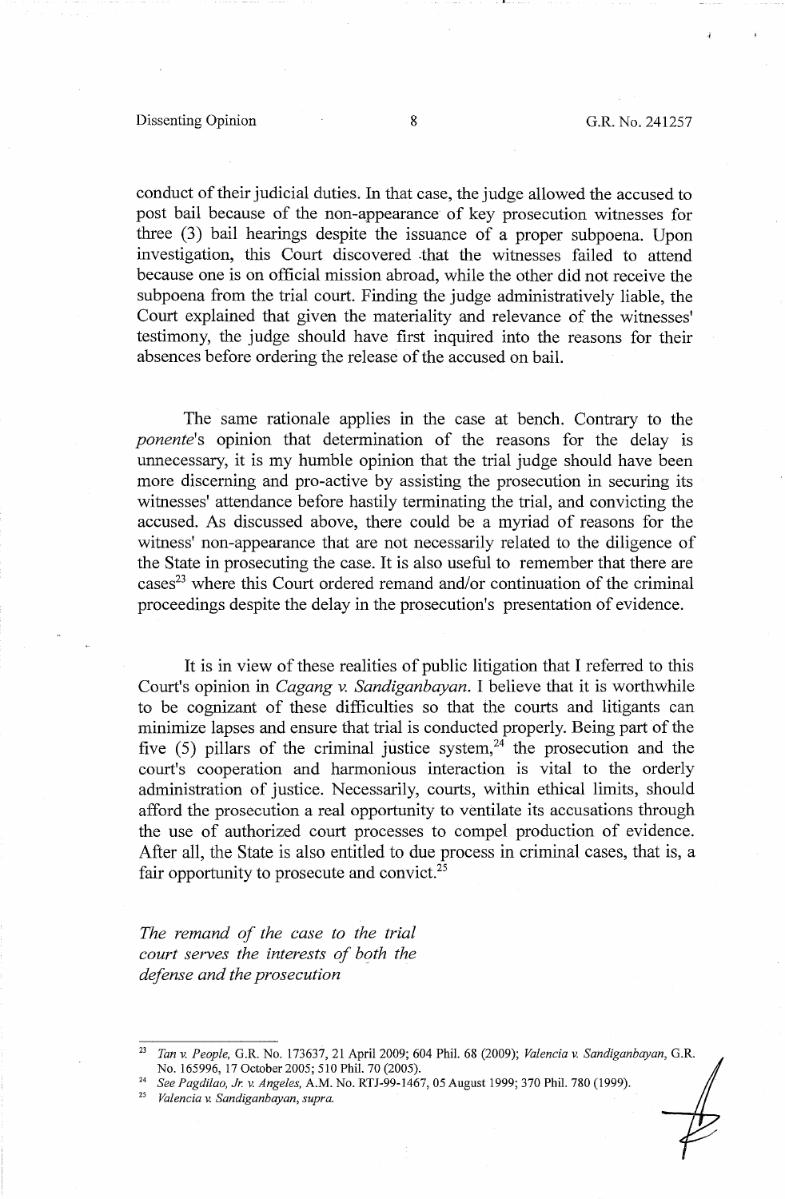conduct of their judicial duties. In that case, the judge allowed the accused to post bail because of the non-appearance of key prosecution witnesses for three (3) bail hearings despite the issuance of a proper subpoena. Upon investigation, this Court discovered that the witnesses failed to attend because one is on official mission abroad, while the other did not receive the subpoena from the trial court. Finding the judge administratively liable, the Court explained that given the materiality and relevance of the witnesses' testimony, the judge should have first inquired into the reasons for their absences before ordering the release of the accused on bail.

The same rationale applies in the case at bench. Contrary to the *ponente*'s opinion that determination of the reasons for the delay is unnecessary, it is my humble opinion that the trial judge should have been more discerning and pro-active by assisting the prosecution in securing its witnesses' attendance before hastily terminating the trial, and convicting the accused. As discussed above, there could be a myriad of reasons for the witness' non-appearance that are not necessarily related to the diligence of the State in prosecuting the case. It is also useful to remember that there are cases[23] where this Court ordered remand and/or continuation of the criminal proceedings despite the delay in the prosecution's presentation of evidence.

It is in view of these realities of public litigation that I referred to this Court's opinion in *Cagang v. Sandiganbayan*. I believe that it is worthwhile to be cognizant of these difficulties so that the courts and litigants can minimize lapses and ensure that trial is conducted properly. Being part of the five (5) pillars of the criminal justice system,[24] the prosecution and the court's cooperation and harmonious interaction is vital to the orderly administration of justice. Necessarily, courts, within ethical limits, should afford the prosecution a real opportunity to ventilate its accusations through the use of authorized court processes to compel production of evidence. After all, the State is also entitled to due process in criminal cases, that is, a fair opportunity to prosecute and convict.[25]

*The remand of the case to the trial court serves the interests of both the defense and the prosecution*

---

[23] *Tan v. People*, G.R. No. 173637, 21 April 2009; 604 Phil. 68 (2009); *Valencia v. Sandiganbayan*, G.R. No. 165996, 17 October 2005; 510 Phil. 70 (2005).

[24] *See Pagdilao, Jr. v. Angeles*, A.M. No. RTJ-99-1467, 05 August 1999; 370 Phil. 780 (1999).

[25] *Valencia v. Sandiganbayan, supra.*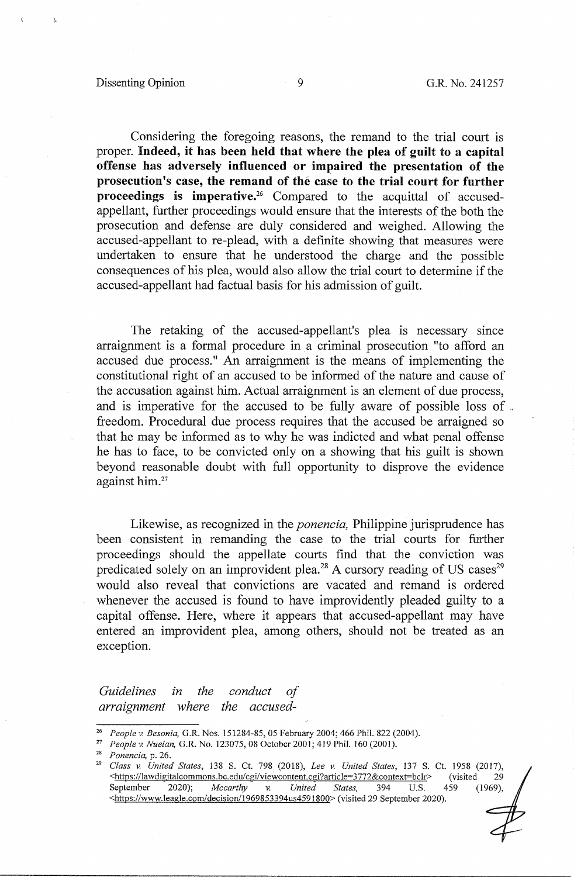Considering the foregoing reasons, the remand to the trial court is proper. **Indeed, it has been held that where the plea of guilt to a capital offense has adversely influenced or impaired the presentation of the prosecution's case, the remand of the case to the trial court for further proceedings is imperative.**[26] Compared to the acquittal of accused-appellant, further proceedings would ensure that the interests of the both the prosecution and defense are duly considered and weighed. Allowing the accused-appellant to re-plead, with a definite showing that measures were undertaken to ensure that he understood the charge and the possible consequences of his plea, would also allow the trial court to determine if the accused-appellant had factual basis for his admission of guilt.

The retaking of the accused-appellant's plea is necessary since arraignment is a formal procedure in a criminal prosecution "to afford an accused due process." An arraignment is the means of implementing the constitutional right of an accused to be informed of the nature and cause of the accusation against him. Actual arraignment is an element of due process, and is imperative for the accused to be fully aware of possible loss of freedom. Procedural due process requires that the accused be arraigned so that he may be informed as to why he was indicted and what penal offense he has to face, to be convicted only on a showing that his guilt is shown beyond reasonable doubt with full opportunity to disprove the evidence against him.[27]

Likewise, as recognized in the *ponencia,* Philippine jurisprudence has been consistent in remanding the case to the trial courts for further proceedings should the appellate courts find that the conviction was predicated solely on an improvident plea.[28] A cursory reading of US cases[29] would also reveal that convictions are vacated and remand is ordered whenever the accused is found to have improvidently pleaded guilty to a capital offense. Here, where it appears that accused-appellant may have entered an improvident plea, among others, should not be treated as an exception.

*Guidelines in the conduct of arraignment where the accused-*

---

[26] *People v. Besonia,* G.R. Nos. 151284-85, 05 February 2004; 466 Phil. 822 (2004).

[27] *People v. Nuelan,* G.R. No. 123075, 08 October 2001; 419 Phil. 160 (2001).

[28] *Ponencia,* p. 26.

[29] *Class v. United States,* 138 S. Ct. 798 (2018), *Lee v. United States,* 137 S. Ct. 1958 (2017), <https://lawdigitalcommons.bc.edu/cgi/viewcontent.cgi?article=3772&context=bclr> (visited 29 September 2020); *Mccarthy v. United States,* 394 U.S. 459 (1969), <https://www.leagle.com/decision/1969853394us4591800> (visited 29 September 2020).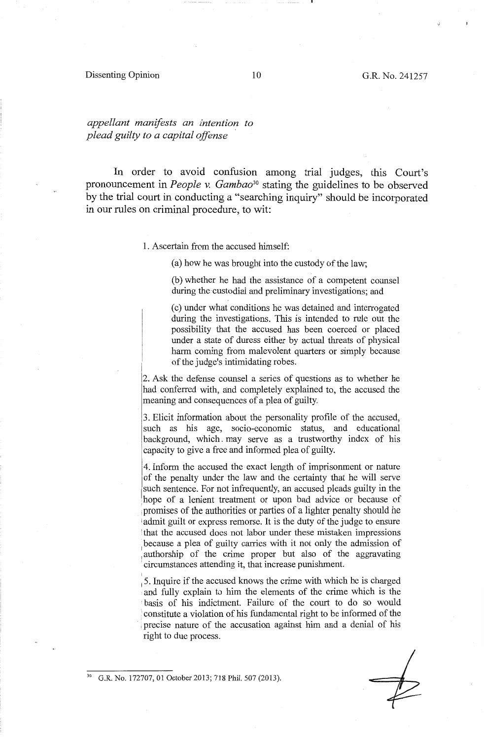*appellant manifests an intention to plead guilty to a capital offense*

In order to avoid confusion among trial judges, this Court's pronouncement in *People v. Gambao*[30] stating the guidelines to be observed by the trial court in conducting a "searching inquiry" should be incorporated in our rules on criminal procedure, to wit:

> 1. Ascertain from the accused himself:
>
> > (a) how he was brought into the custody of the law;
> >
> > (b) whether he had the assistance of a competent counsel during the custodial and preliminary investigations; and
> >
> > (c) under what conditions he was detained and interrogated during the investigations. This is intended to rule out the possibility that the accused has been coerced or placed under a state of duress either by actual threats of physical harm coming from malevolent quarters or simply because of the judge's intimidating robes.
>
> 2. Ask the defense counsel a series of questions as to whether he had conferred with, and completely explained to, the accused the meaning and consequences of a plea of guilty.
>
> 3. Elicit information about the personality profile of the accused, such as his age, socio-economic status, and educational background, which may serve as a trustworthy index of his capacity to give a free and informed plea of guilty.
>
> 4. Inform the accused the exact length of imprisonment or nature of the penalty under the law and the certainty that he will serve such sentence. For not infrequently, an accused pleads guilty in the hope of a lenient treatment or upon bad advice or because of promises of the authorities or parties of a lighter penalty should he admit guilt or express remorse. It is the duty of the judge to ensure that the accused does not labor under these mistaken impressions because a plea of guilty carries with it not only the admission of authorship of the crime proper but also of the aggravating circumstances attending it, that increase punishment.
>
> 5. Inquire if the accused knows the crime with which he is charged and fully explain to him the elements of the crime which is the basis of his indictment. Failure of the court to do so would constitute a violation of his fundamental right to be informed of the precise nature of the accusation against him and a denial of his right to due process.

---

[30] G.R. No. 172707, 01 October 2013; 718 Phil. 507 (2013).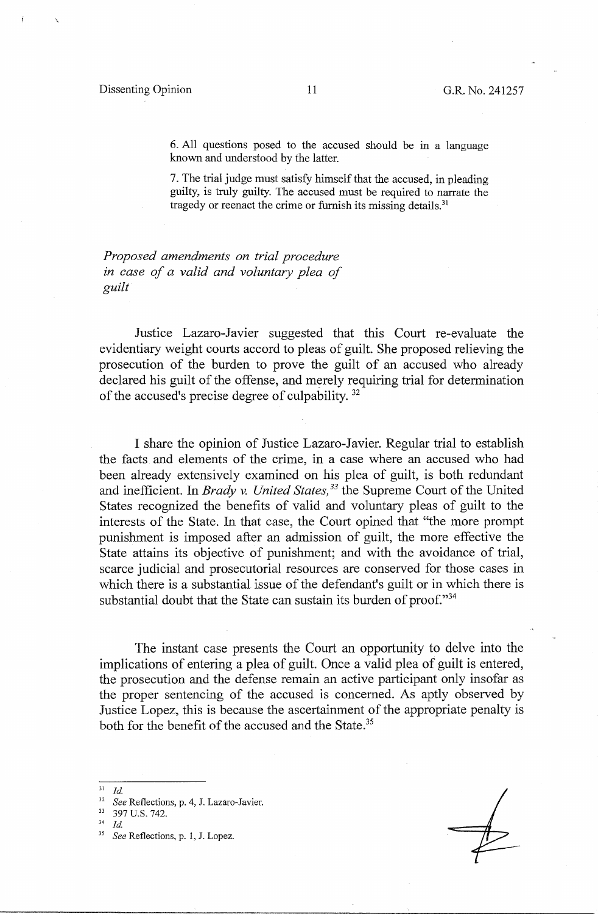6. All questions posed to the accused should be in a language known and understood by the latter.

7. The trial judge must satisfy himself that the accused, in pleading guilty, is truly guilty. The accused must be required to narrate the tragedy or reenact the crime or furnish its missing details.[31]

*Proposed amendments on trial procedure in case of a valid and voluntary plea of guilt*

Justice Lazaro-Javier suggested that this Court re-evaluate the evidentiary weight courts accord to pleas of guilt. She proposed relieving the prosecution of the burden to prove the guilt of an accused who already declared his guilt of the offense, and merely requiring trial for determination of the accused's precise degree of culpability.[32]

I share the opinion of Justice Lazaro-Javier. Regular trial to establish the facts and elements of the crime, in a case where an accused who had been already extensively examined on his plea of guilt, is both redundant and inefficient. In *Brady v. United States*,[33] the Supreme Court of the United States recognized the benefits of valid and voluntary pleas of guilt to the interests of the State. In that case, the Court opined that "the more prompt punishment is imposed after an admission of guilt, the more effective the State attains its objective of punishment; and with the avoidance of trial, scarce judicial and prosecutorial resources are conserved for those cases in which there is a substantial issue of the defendant's guilt or in which there is substantial doubt that the State can sustain its burden of proof."[34]

The instant case presents the Court an opportunity to delve into the implications of entering a plea of guilt. Once a valid plea of guilt is entered, the prosecution and the defense remain an active participant only insofar as the proper sentencing of the accused is concerned. As aptly observed by Justice Lopez, this is because the ascertainment of the appropriate penalty is both for the benefit of the accused and the State.[35]

---

[31] *Id.*

[32] *See* Reflections, p. 4, J. Lazaro-Javier.

[33] 397 U.S. 742.

[34] *Id.*

[35] *See* Reflections, p. 1, J. Lopez.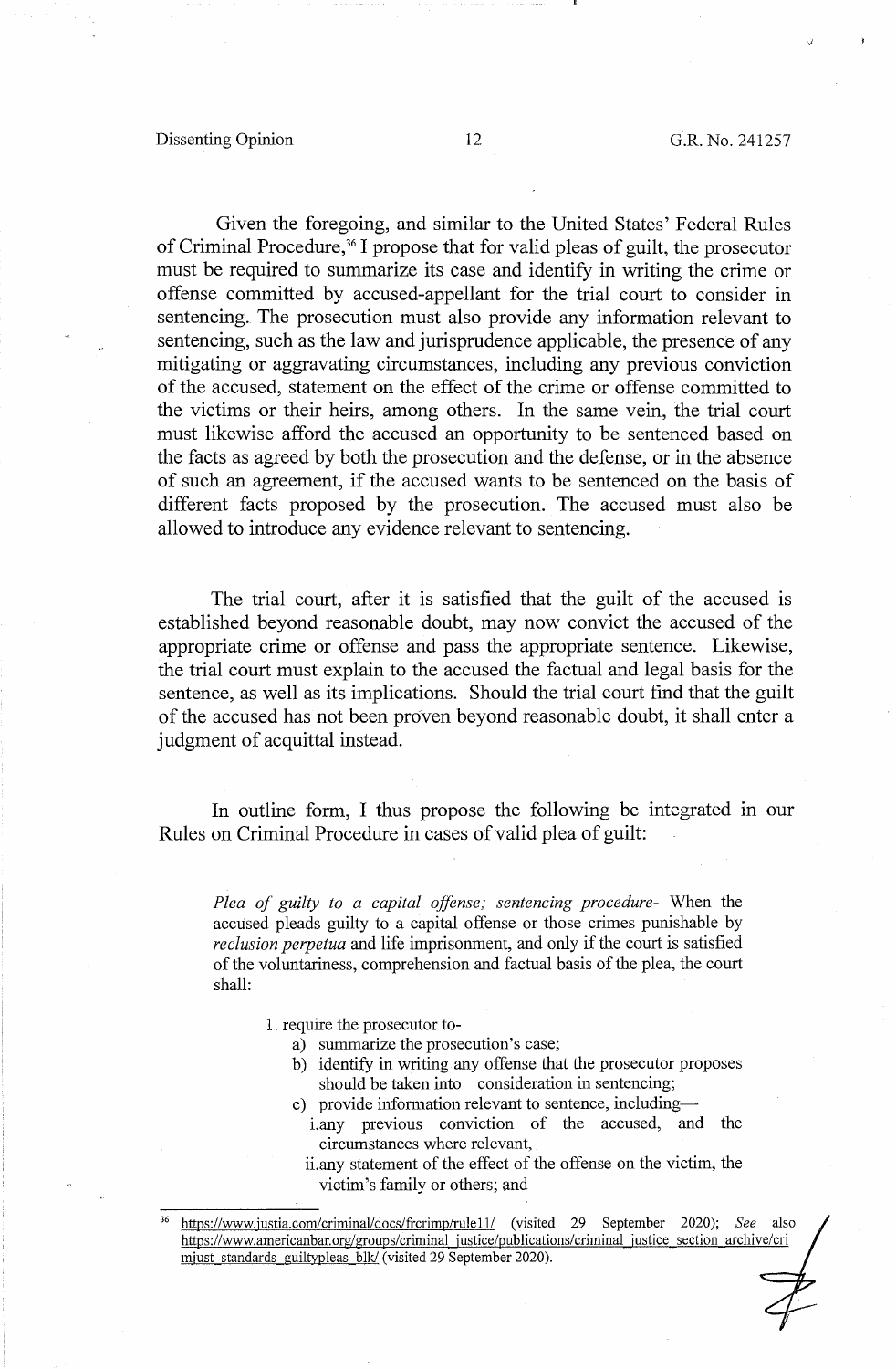Given the foregoing, and similar to the United States' Federal Rules of Criminal Procedure,[36] I propose that for valid pleas of guilt, the prosecutor must be required to summarize its case and identify in writing the crime or offense committed by accused-appellant for the trial court to consider in sentencing. The prosecution must also provide any information relevant to sentencing, such as the law and jurisprudence applicable, the presence of any mitigating or aggravating circumstances, including any previous conviction of the accused, statement on the effect of the crime or offense committed to the victims or their heirs, among others. In the same vein, the trial court must likewise afford the accused an opportunity to be sentenced based on the facts as agreed by both the prosecution and the defense, or in the absence of such an agreement, if the accused wants to be sentenced on the basis of different facts proposed by the prosecution. The accused must also be allowed to introduce any evidence relevant to sentencing.

The trial court, after it is satisfied that the guilt of the accused is established beyond reasonable doubt, may now convict the accused of the appropriate crime or offense and pass the appropriate sentence. Likewise, the trial court must explain to the accused the factual and legal basis for the sentence, as well as its implications. Should the trial court find that the guilt of the accused has not been proven beyond reasonable doubt, it shall enter a judgment of acquittal instead.

In outline form, I thus propose the following be integrated in our Rules on Criminal Procedure in cases of valid plea of guilt:

> *Plea of guilty to a capital offense; sentencing procedure*- When the accused pleads guilty to a capital offense or those crimes punishable by *reclusion perpetua* and life imprisonment, and only if the court is satisfied of the voluntariness, comprehension and factual basis of the plea, the court shall:
>
> 1. require the prosecutor to-
>     a) summarize the prosecution's case;
>     b) identify in writing any offense that the prosecutor proposes should be taken into consideration in sentencing;
>     c) provide information relevant to sentence, including—
>         i. any previous conviction of the accused, and the circumstances where relevant,
>         ii. any statement of the effect of the offense on the victim, the victim's family or others; and

---

[36] https://www.justia.com/criminal/docs/frcrimp/rule11/ (visited 29 September 2020); *See* also https://www.americanbar.org/groups/criminal_justice/publications/criminal_justice_section_archive/crimjust_standards_guiltypleas_blk/ (visited 29 September 2020).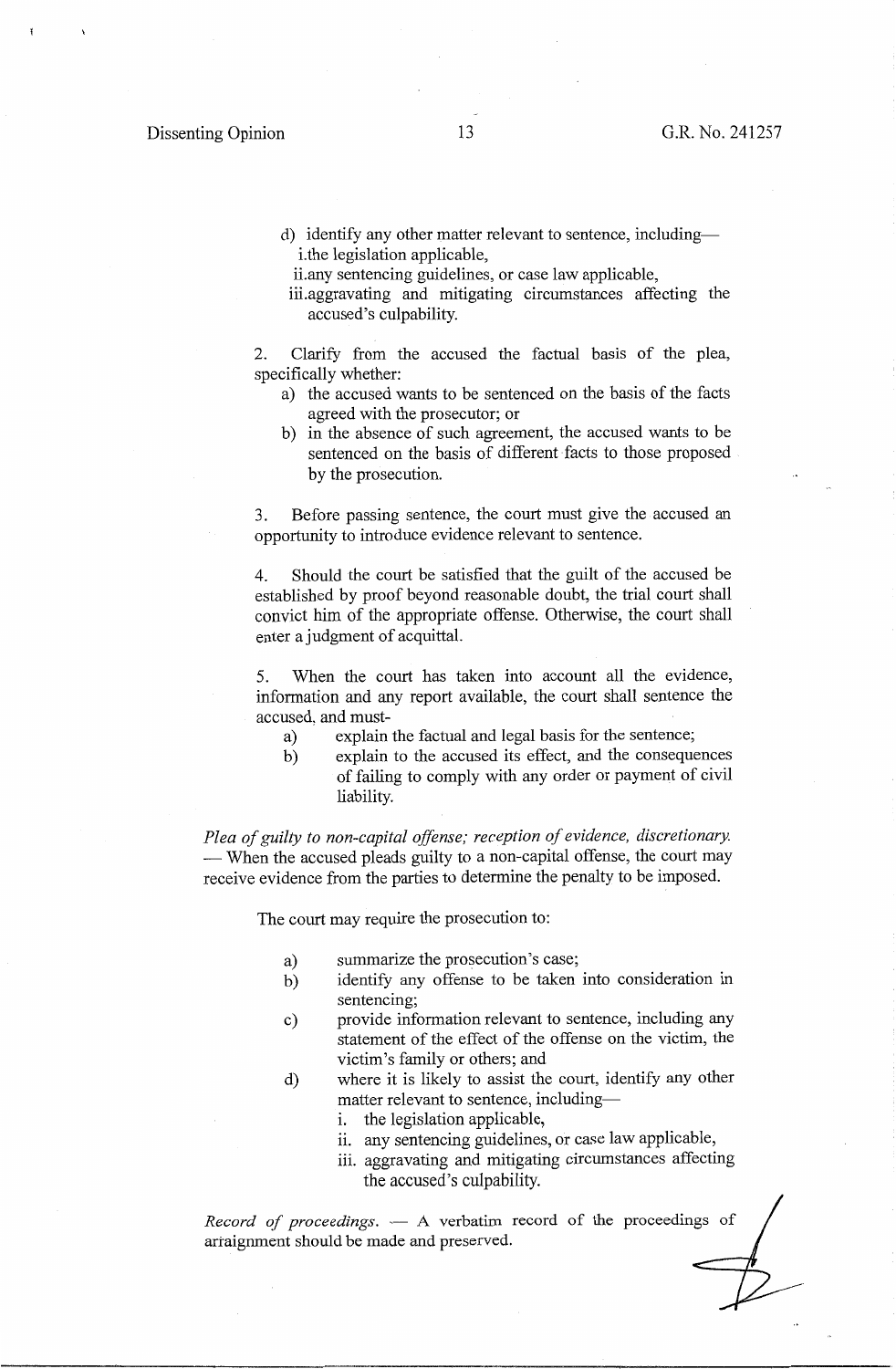d) identify any other matter relevant to sentence, including—
   i. the legislation applicable,
   ii. any sentencing guidelines, or case law applicable,
   iii. aggravating and mitigating circumstances affecting the accused's culpability.

2. Clarify from the accused the factual basis of the plea, specifically whether:
   a) the accused wants to be sentenced on the basis of the facts agreed with the prosecutor; or
   b) in the absence of such agreement, the accused wants to be sentenced on the basis of different facts to those proposed by the prosecution.

3. Before passing sentence, the court must give the accused an opportunity to introduce evidence relevant to sentence.

4. Should the court be satisfied that the guilt of the accused be established by proof beyond reasonable doubt, the trial court shall convict him of the appropriate offense. Otherwise, the court shall enter a judgment of acquittal.

5. When the court has taken into account all the evidence, information and any report available, the court shall sentence the accused, and must-
   a) explain the factual and legal basis for the sentence;
   b) explain to the accused its effect, and the consequences of failing to comply with any order or payment of civil liability.

*Plea of guilty to non-capital offense; reception of evidence, discretionary.* — When the accused pleads guilty to a non-capital offense, the court may receive evidence from the parties to determine the penalty to be imposed.

The court may require the prosecution to:

a) summarize the prosecution's case;
b) identify any offense to be taken into consideration in sentencing;
c) provide information relevant to sentence, including any statement of the effect of the offense on the victim, the victim's family or others; and
d) where it is likely to assist the court, identify any other matter relevant to sentence, including—
   i. the legislation applicable,
   ii. any sentencing guidelines, or case law applicable,
   iii. aggravating and mitigating circumstances affecting the accused's culpability.

*Record of proceedings.* — A verbatim record of the proceedings of arraignment should be made and preserved.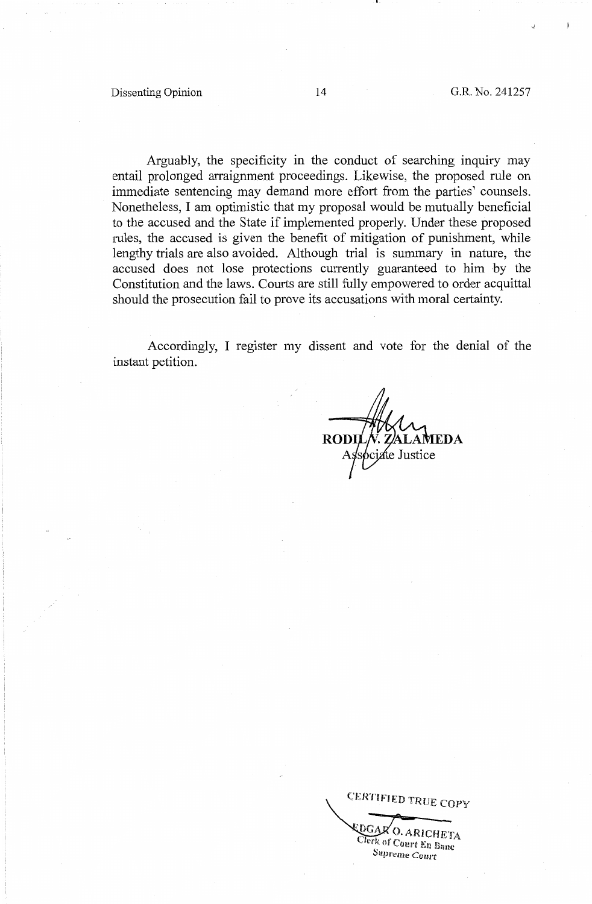Arguably, the specificity in the conduct of searching inquiry may entail prolonged arraignment proceedings. Likewise, the proposed rule on immediate sentencing may demand more effort from the parties' counsels. Nonetheless, I am optimistic that my proposal would be mutually beneficial to the accused and the State if implemented properly. Under these proposed rules, the accused is given the benefit of mitigation of punishment, while lengthy trials are also avoided. Although trial is summary in nature, the accused does not lose protections currently guaranteed to him by the Constitution and the laws. Courts are still fully empowered to order acquittal should the prosecution fail to prove its accusations with moral certainty.

Accordingly, I register my dissent and vote for the denial of the instant petition.

**RODIL V. ZALAMEDA**
Associate Justice

CERTIFIED TRUE COPY
EDGAR O. ARICHETA
Clerk of Court En Banc
Supreme Court